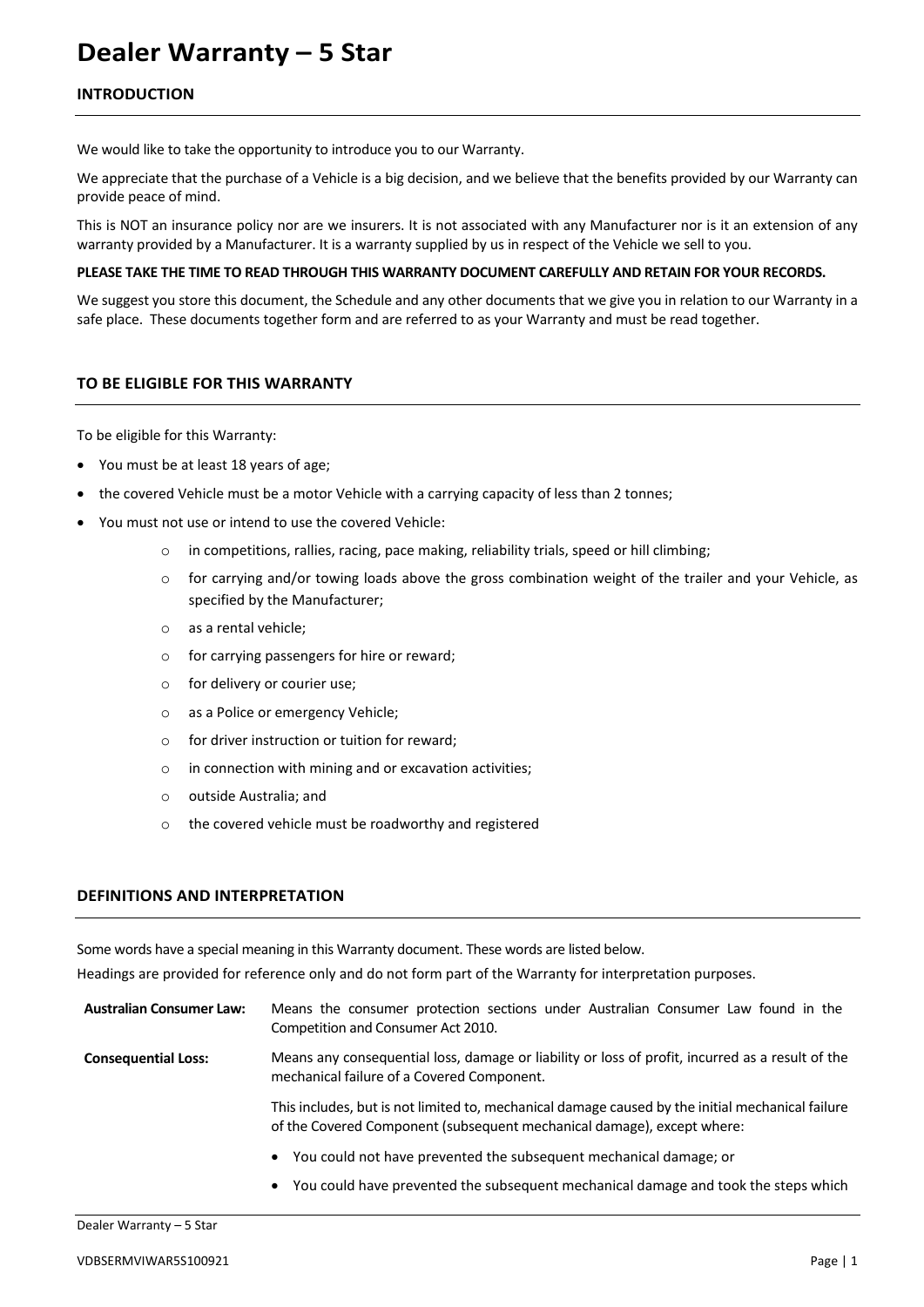# Dealer Warranty – 5 Star

## INTRODUCTION

We would like to take the opportunity to introduce you to our Warranty.

We appreciate that the purchase of a Vehicle is a big decision, and we believe that the benefits provided by our Warranty can provide peace of mind.

This is NOT an insurance policy nor are we insurers. It is not associated with any Manufacturer nor is it an extension of any warranty provided by a Manufacturer. It is a warranty supplied by us in respect of the Vehicle we sell to you.

**PLEASE TAKE THE TIME TO READ THROUGH THIS WARRANTY DOCUMENT CAREFULLY AND RETAIN FOR YOUR RECORDS.**

We suggest you store this document, the Schedule and any other documents that we give you in relation to our Warranty in a safe place. These documents together form and are referred to as your Warranty and must be read together.

## TO BE ELIGIBLE FOR THIS WARRANTY

To be eligible for this Warranty:

- You must be at least 18 years of age;
- the covered Vehicle must be a motor Vehicle with a carrying capacity of less than 2 tonnes;
- You must not use or intend to use the covered Vehicle:
  - in competitions, rallies, racing, pace making, reliability trials, speed or hill climbing;
  - for carrying and/or towing loads above the gross combination weight of the trailer and your Vehicle, as specified by the Manufacturer;
  - as a rental vehicle;
  - for carrying passengers for hire or reward;
  - for delivery or courier use;
  - as a Police or emergency Vehicle;
  - for driver instruction or tuition for reward;
  - in connection with mining and or excavation activities;
  - outside Australia; and
  - the covered vehicle must be roadworthy and registered

## DEFINITIONS AND INTERPRETATION

Some words have a special meaning in this Warranty document. These words are listed below.

Headings are provided for reference only and do not form part of the Warranty for interpretation purposes.

**Australian Consumer Law:** Means the consumer protection sections under Australian Consumer Law found in the Competition and Consumer Act 2010.

**Consequential Loss:** Means any consequential loss, damage or liability or loss of profit, incurred as a result of the mechanical failure of a Covered Component.

This includes, but is not limited to, mechanical damage caused by the initial mechanical failure of the Covered Component (subsequent mechanical damage), except where:

- You could not have prevented the subsequent mechanical damage; or
- You could have prevented the subsequent mechanical damage and took the steps which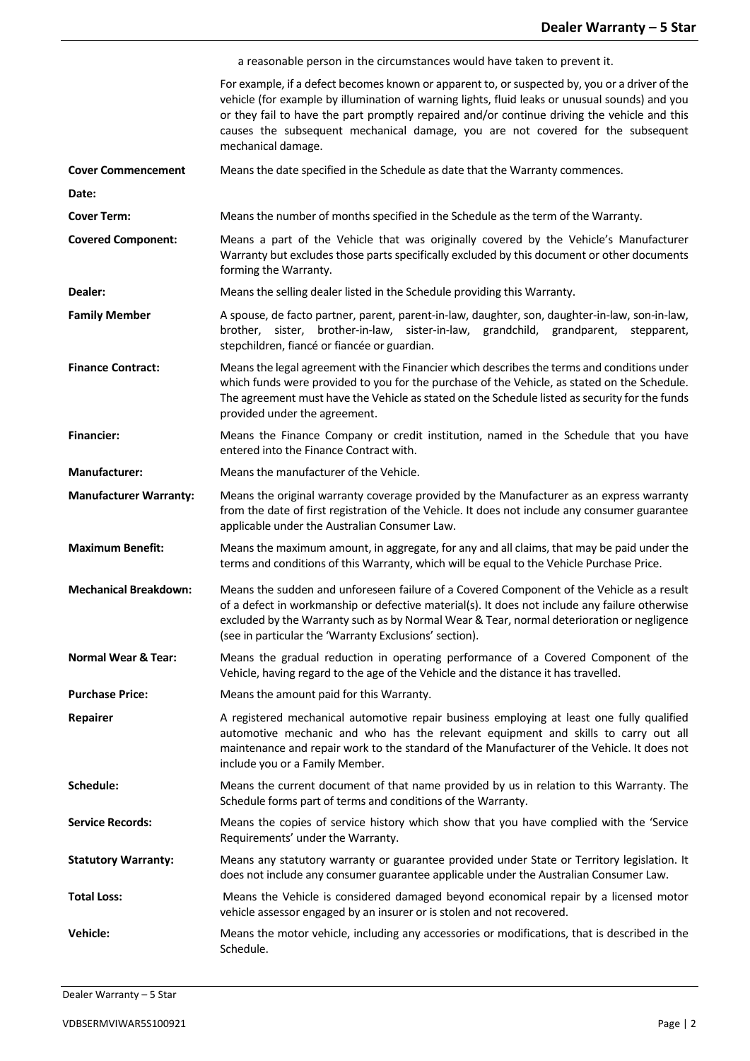| | |
|---|---|
| | a reasonable person in the circumstances would have taken to prevent it.<br><br>For example, if a defect becomes known or apparent to, or suspected by, you or a driver of the vehicle (for example by illumination of warning lights, fluid leaks or unusual sounds) and you or they fail to have the part promptly repaired and/or continue driving the vehicle and this causes the subsequent mechanical damage, you are not covered for the subsequent mechanical damage. |
| **Cover Commencement Date:** | Means the date specified in the Schedule as date that the Warranty commences. |
| **Cover Term:** | Means the number of months specified in the Schedule as the term of the Warranty. |
| **Covered Component:** | Means a part of the Vehicle that was originally covered by the Vehicle's Manufacturer Warranty but excludes those parts specifically excluded by this document or other documents forming the Warranty. |
| **Dealer:** | Means the selling dealer listed in the Schedule providing this Warranty. |
| **Family Member** | A spouse, de facto partner, parent, parent-in-law, daughter, son, daughter-in-law, son-in-law, brother, sister, brother-in-law, sister-in-law, grandchild, grandparent, stepparent, stepchildren, fiancé or fiancée or guardian. |
| **Finance Contract:** | Means the legal agreement with the Financier which describes the terms and conditions under which funds were provided to you for the purchase of the Vehicle, as stated on the Schedule. The agreement must have the Vehicle as stated on the Schedule listed as security for the funds provided under the agreement. |
| **Financier:** | Means the Finance Company or credit institution, named in the Schedule that you have entered into the Finance Contract with. |
| **Manufacturer:** | Means the manufacturer of the Vehicle. |
| **Manufacturer Warranty:** | Means the original warranty coverage provided by the Manufacturer as an express warranty from the date of first registration of the Vehicle. It does not include any consumer guarantee applicable under the Australian Consumer Law. |
| **Maximum Benefit:** | Means the maximum amount, in aggregate, for any and all claims, that may be paid under the terms and conditions of this Warranty, which will be equal to the Vehicle Purchase Price. |
| **Mechanical Breakdown:** | Means the sudden and unforeseen failure of a Covered Component of the Vehicle as a result of a defect in workmanship or defective material(s). It does not include any failure otherwise excluded by the Warranty such as by Normal Wear & Tear, normal deterioration or negligence (see in particular the 'Warranty Exclusions' section). |
| **Normal Wear & Tear:** | Means the gradual reduction in operating performance of a Covered Component of the Vehicle, having regard to the age of the Vehicle and the distance it has travelled. |
| **Purchase Price:** | Means the amount paid for this Warranty. |
| **Repairer** | A registered mechanical automotive repair business employing at least one fully qualified automotive mechanic and who has the relevant equipment and skills to carry out all maintenance and repair work to the standard of the Manufacturer of the Vehicle. It does not include you or a Family Member. |
| **Schedule:** | Means the current document of that name provided by us in relation to this Warranty. The Schedule forms part of terms and conditions of the Warranty. |
| **Service Records:** | Means the copies of service history which show that you have complied with the 'Service Requirements' under the Warranty. |
| **Statutory Warranty:** | Means any statutory warranty or guarantee provided under State or Territory legislation. It does not include any consumer guarantee applicable under the Australian Consumer Law. |
| **Total Loss:** | Means the Vehicle is considered damaged beyond economical repair by a licensed motor vehicle assessor engaged by an insurer or is stolen and not recovered. |
| **Vehicle:** | Means the motor vehicle, including any accessories or modifications, that is described in the Schedule. |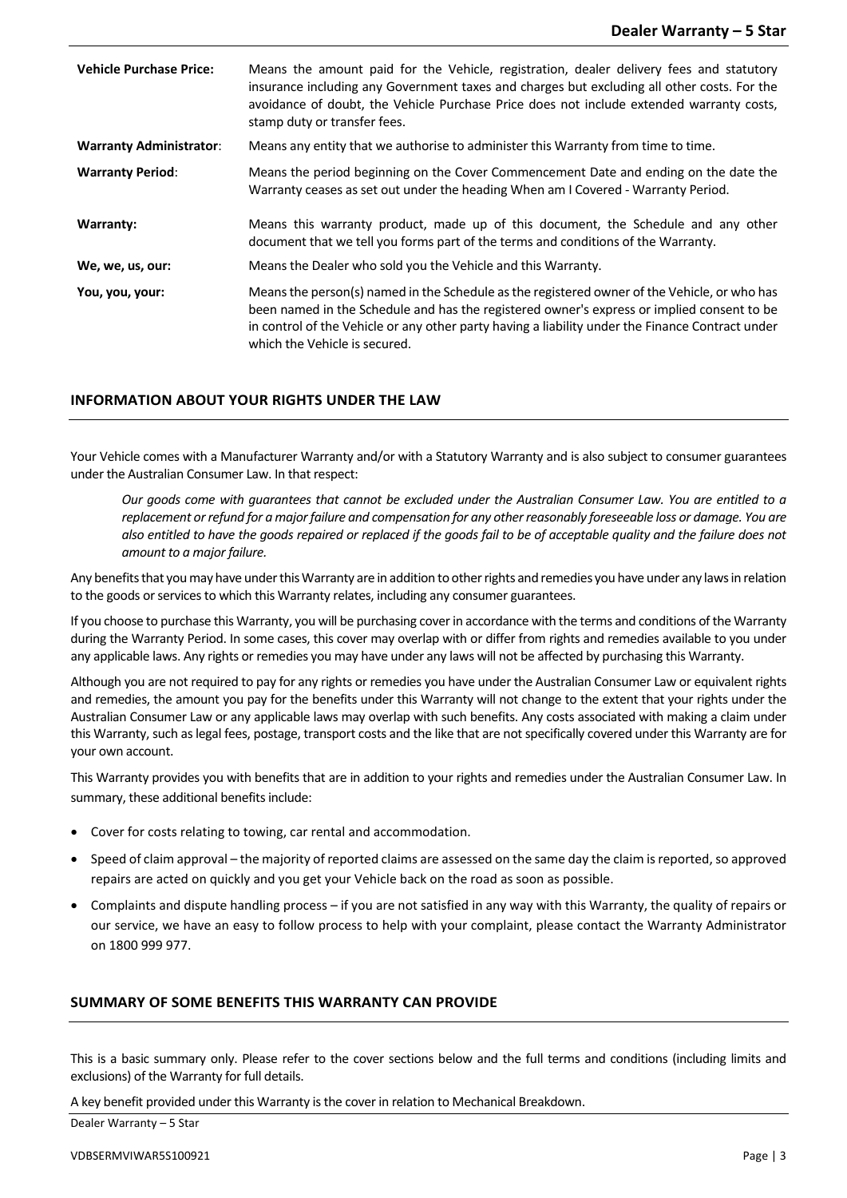| | |
|---|---|
| **Vehicle Purchase Price:** | Means the amount paid for the Vehicle, registration, dealer delivery fees and statutory insurance including any Government taxes and charges but excluding all other costs. For the avoidance of doubt, the Vehicle Purchase Price does not include extended warranty costs, stamp duty or transfer fees. |
| **Warranty Administrator**: | Means any entity that we authorise to administer this Warranty from time to time. |
| **Warranty Period**: | Means the period beginning on the Cover Commencement Date and ending on the date the Warranty ceases as set out under the heading When am I Covered - Warranty Period. |
| **Warranty:** | Means this warranty product, made up of this document, the Schedule and any other document that we tell you forms part of the terms and conditions of the Warranty. |
| **We, we, us, our:** | Means the Dealer who sold you the Vehicle and this Warranty. |
| **You, you, your:** | Means the person(s) named in the Schedule as the registered owner of the Vehicle, or who has been named in the Schedule and has the registered owner's express or implied consent to be in control of the Vehicle or any other party having a liability under the Finance Contract under which the Vehicle is secured. |

## INFORMATION ABOUT YOUR RIGHTS UNDER THE LAW

Your Vehicle comes with a Manufacturer Warranty and/or with a Statutory Warranty and is also subject to consumer guarantees under the Australian Consumer Law. In that respect:

> *Our goods come with guarantees that cannot be excluded under the Australian Consumer Law. You are entitled to a replacement or refund for a major failure and compensation for any other reasonably foreseeable loss or damage. You are also entitled to have the goods repaired or replaced if the goods fail to be of acceptable quality and the failure does not amount to a major failure.*

Any benefits that you may have under this Warranty are in addition to other rights and remedies you have under any laws in relation to the goods or services to which this Warranty relates, including any consumer guarantees.

If you choose to purchase this Warranty, you will be purchasing cover in accordance with the terms and conditions of the Warranty during the Warranty Period. In some cases, this cover may overlap with or differ from rights and remedies available to you under any applicable laws. Any rights or remedies you may have under any laws will not be affected by purchasing this Warranty.

Although you are not required to pay for any rights or remedies you have under the Australian Consumer Law or equivalent rights and remedies, the amount you pay for the benefits under this Warranty will not change to the extent that your rights under the Australian Consumer Law or any applicable laws may overlap with such benefits. Any costs associated with making a claim under this Warranty, such as legal fees, postage, transport costs and the like that are not specifically covered under this Warranty are for your own account.

This Warranty provides you with benefits that are in addition to your rights and remedies under the Australian Consumer Law. In summary, these additional benefits include:

- Cover for costs relating to towing, car rental and accommodation.
- Speed of claim approval – the majority of reported claims are assessed on the same day the claim is reported, so approved repairs are acted on quickly and you get your Vehicle back on the road as soon as possible.
- Complaints and dispute handling process – if you are not satisfied in any way with this Warranty, the quality of repairs or our service, we have an easy to follow process to help with your complaint, please contact the Warranty Administrator on 1800 999 977.

## SUMMARY OF SOME BENEFITS THIS WARRANTY CAN PROVIDE

This is a basic summary only. Please refer to the cover sections below and the full terms and conditions (including limits and exclusions) of the Warranty for full details.

A key benefit provided under this Warranty is the cover in relation to Mechanical Breakdown.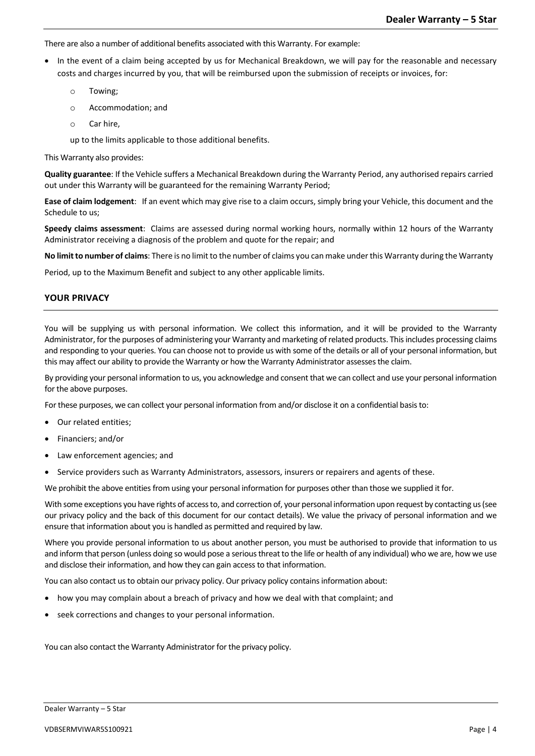There are also a number of additional benefits associated with this Warranty. For example:

- In the event of a claim being accepted by us for Mechanical Breakdown, we will pay for the reasonable and necessary costs and charges incurred by you, that will be reimbursed upon the submission of receipts or invoices, for:
  - Towing;
  - Accommodation; and
  - Car hire,

  up to the limits applicable to those additional benefits.

This Warranty also provides:

**Quality guarantee**: If the Vehicle suffers a Mechanical Breakdown during the Warranty Period, any authorised repairs carried out under this Warranty will be guaranteed for the remaining Warranty Period;

**Ease of claim lodgement**: If an event which may give rise to a claim occurs, simply bring your Vehicle, this document and the Schedule to us;

**Speedy claims assessment**: Claims are assessed during normal working hours, normally within 12 hours of the Warranty Administrator receiving a diagnosis of the problem and quote for the repair; and

**No limit to number of claims**: There is no limit to the number of claims you can make under this Warranty during the Warranty Period, up to the Maximum Benefit and subject to any other applicable limits.

## YOUR PRIVACY

You will be supplying us with personal information. We collect this information, and it will be provided to the Warranty Administrator, for the purposes of administering your Warranty and marketing of related products. This includes processing claims and responding to your queries. You can choose not to provide us with some of the details or all of your personal information, but this may affect our ability to provide the Warranty or how the Warranty Administrator assesses the claim.

By providing your personal information to us, you acknowledge and consent that we can collect and use your personal information for the above purposes.

For these purposes, we can collect your personal information from and/or disclose it on a confidential basis to:

- Our related entities;
- Financiers; and/or
- Law enforcement agencies; and
- Service providers such as Warranty Administrators, assessors, insurers or repairers and agents of these.

We prohibit the above entities from using your personal information for purposes other than those we supplied it for.

With some exceptions you have rights of access to, and correction of, your personal information upon request by contacting us (see our privacy policy and the back of this document for our contact details). We value the privacy of personal information and we ensure that information about you is handled as permitted and required by law.

Where you provide personal information to us about another person, you must be authorised to provide that information to us and inform that person (unless doing so would pose a serious threat to the life or health of any individual) who we are, how we use and disclose their information, and how they can gain access to that information.

You can also contact us to obtain our privacy policy. Our privacy policy contains information about:

- how you may complain about a breach of privacy and how we deal with that complaint; and
- seek corrections and changes to your personal information.

You can also contact the Warranty Administrator for the privacy policy.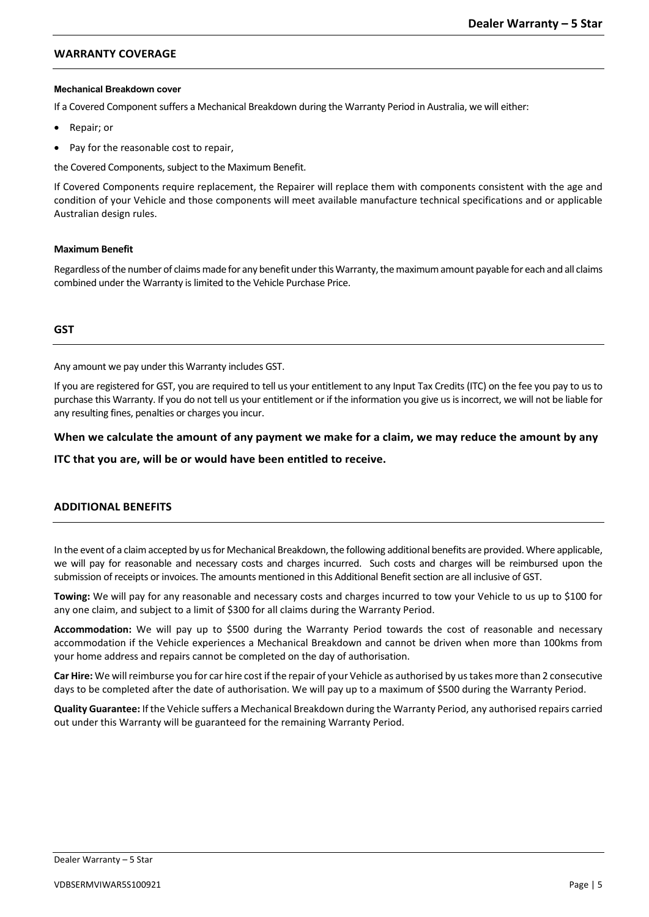## WARRANTY COVERAGE

### Mechanical Breakdown cover

If a Covered Component suffers a Mechanical Breakdown during the Warranty Period in Australia, we will either:

- Repair; or
- Pay for the reasonable cost to repair,

the Covered Components, subject to the Maximum Benefit.

If Covered Components require replacement, the Repairer will replace them with components consistent with the age and condition of your Vehicle and those components will meet available manufacture technical specifications and or applicable Australian design rules.

### Maximum Benefit

Regardless of the number of claims made for any benefit under this Warranty, the maximum amount payable for each and all claims combined under the Warranty is limited to the Vehicle Purchase Price.

## GST

Any amount we pay under this Warranty includes GST.

If you are registered for GST, you are required to tell us your entitlement to any Input Tax Credits (ITC) on the fee you pay to us to purchase this Warranty. If you do not tell us your entitlement or if the information you give us is incorrect, we will not be liable for any resulting fines, penalties or charges you incur.

**When we calculate the amount of any payment we make for a claim, we may reduce the amount by any ITC that you are, will be or would have been entitled to receive.**

## ADDITIONAL BENEFITS

In the event of a claim accepted by us for Mechanical Breakdown, the following additional benefits are provided. Where applicable, we will pay for reasonable and necessary costs and charges incurred. Such costs and charges will be reimbursed upon the submission of receipts or invoices. The amounts mentioned in this Additional Benefit section are all inclusive of GST.

**Towing:** We will pay for any reasonable and necessary costs and charges incurred to tow your Vehicle to us up to $100 for any one claim, and subject to a limit of $300 for all claims during the Warranty Period.

**Accommodation:** We will pay up to $500 during the Warranty Period towards the cost of reasonable and necessary accommodation if the Vehicle experiences a Mechanical Breakdown and cannot be driven when more than 100kms from your home address and repairs cannot be completed on the day of authorisation.

**Car Hire:** We will reimburse you for car hire cost if the repair of your Vehicle as authorised by us takes more than 2 consecutive days to be completed after the date of authorisation. We will pay up to a maximum of $500 during the Warranty Period.

**Quality Guarantee:** If the Vehicle suffers a Mechanical Breakdown during the Warranty Period, any authorised repairs carried out under this Warranty will be guaranteed for the remaining Warranty Period.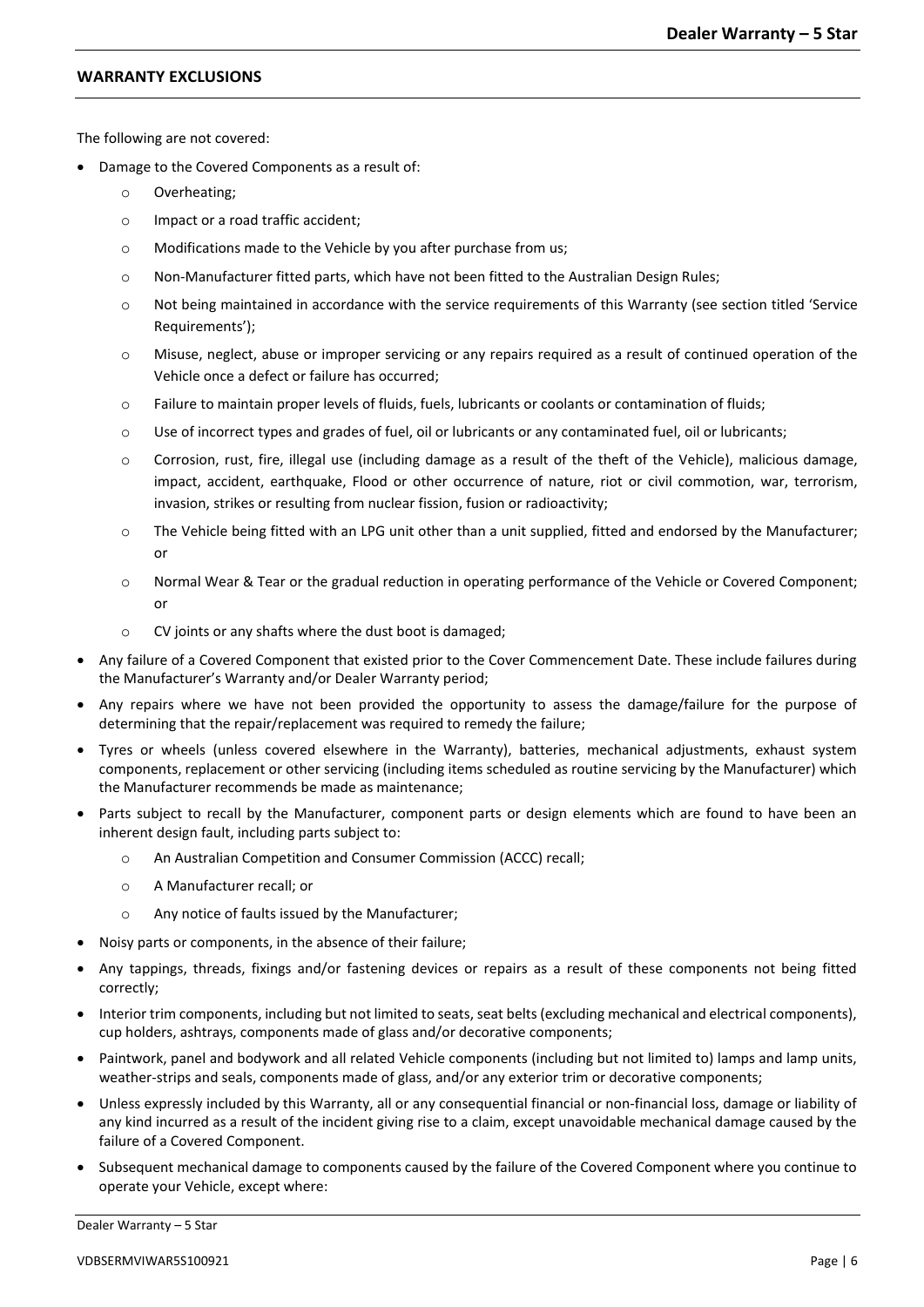## WARRANTY EXCLUSIONS

The following are not covered:

- Damage to the Covered Components as a result of:
  - Overheating;
  - Impact or a road traffic accident;
  - Modifications made to the Vehicle by you after purchase from us;
  - Non-Manufacturer fitted parts, which have not been fitted to the Australian Design Rules;
  - Not being maintained in accordance with the service requirements of this Warranty (see section titled 'Service Requirements');
  - Misuse, neglect, abuse or improper servicing or any repairs required as a result of continued operation of the Vehicle once a defect or failure has occurred;
  - Failure to maintain proper levels of fluids, fuels, lubricants or coolants or contamination of fluids;
  - Use of incorrect types and grades of fuel, oil or lubricants or any contaminated fuel, oil or lubricants;
  - Corrosion, rust, fire, illegal use (including damage as a result of the theft of the Vehicle), malicious damage, impact, accident, earthquake, Flood or other occurrence of nature, riot or civil commotion, war, terrorism, invasion, strikes or resulting from nuclear fission, fusion or radioactivity;
  - The Vehicle being fitted with an LPG unit other than a unit supplied, fitted and endorsed by the Manufacturer; or
  - Normal Wear & Tear or the gradual reduction in operating performance of the Vehicle or Covered Component; or
  - CV joints or any shafts where the dust boot is damaged;
- Any failure of a Covered Component that existed prior to the Cover Commencement Date. These include failures during the Manufacturer's Warranty and/or Dealer Warranty period;
- Any repairs where we have not been provided the opportunity to assess the damage/failure for the purpose of determining that the repair/replacement was required to remedy the failure;
- Tyres or wheels (unless covered elsewhere in the Warranty), batteries, mechanical adjustments, exhaust system components, replacement or other servicing (including items scheduled as routine servicing by the Manufacturer) which the Manufacturer recommends be made as maintenance;
- Parts subject to recall by the Manufacturer, component parts or design elements which are found to have been an inherent design fault, including parts subject to:
  - An Australian Competition and Consumer Commission (ACCC) recall;
  - A Manufacturer recall; or
  - Any notice of faults issued by the Manufacturer;
- Noisy parts or components, in the absence of their failure;
- Any tappings, threads, fixings and/or fastening devices or repairs as a result of these components not being fitted correctly;
- Interior trim components, including but not limited to seats, seat belts (excluding mechanical and electrical components), cup holders, ashtrays, components made of glass and/or decorative components;
- Paintwork, panel and bodywork and all related Vehicle components (including but not limited to) lamps and lamp units, weather-strips and seals, components made of glass, and/or any exterior trim or decorative components;
- Unless expressly included by this Warranty, all or any consequential financial or non-financial loss, damage or liability of any kind incurred as a result of the incident giving rise to a claim, except unavoidable mechanical damage caused by the failure of a Covered Component.
- Subsequent mechanical damage to components caused by the failure of the Covered Component where you continue to operate your Vehicle, except where: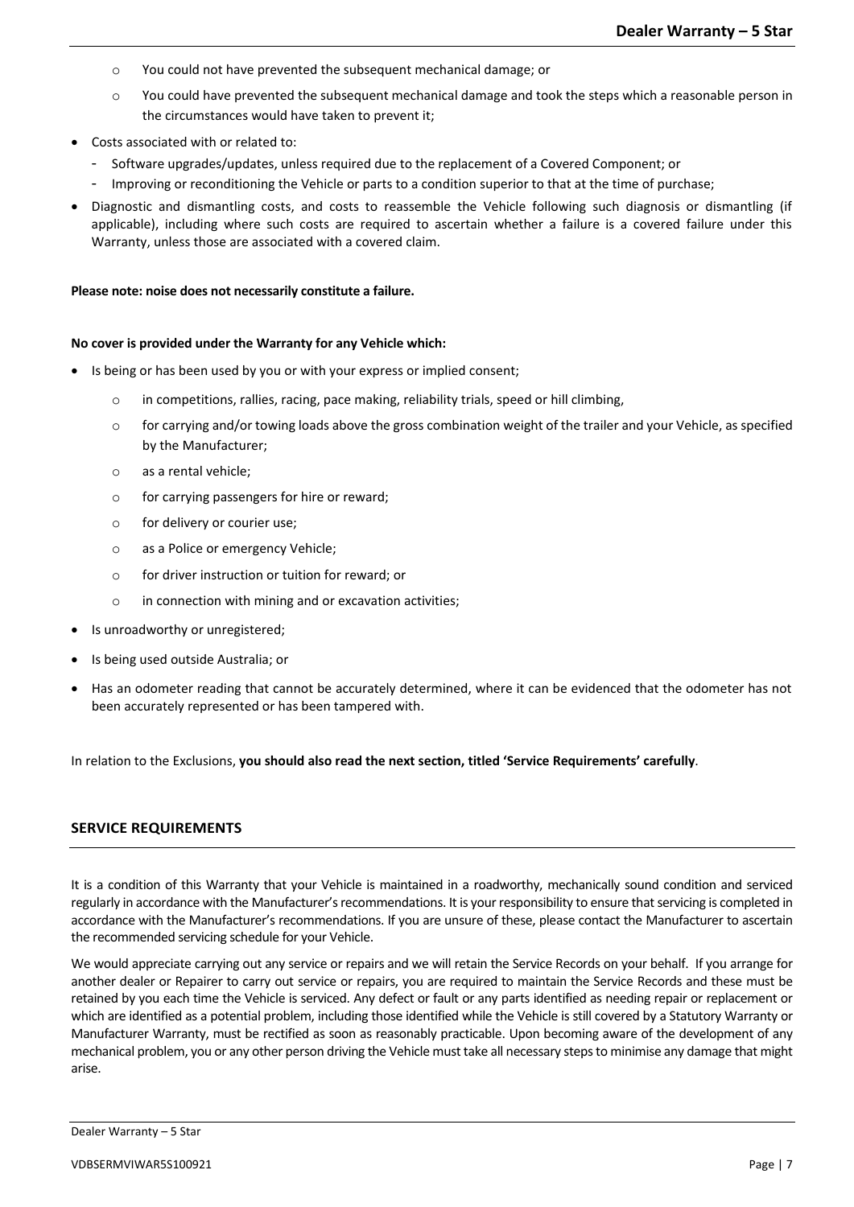- You could not have prevented the subsequent mechanical damage; or
  - You could have prevented the subsequent mechanical damage and took the steps which a reasonable person in the circumstances would have taken to prevent it;
- Costs associated with or related to:
  - Software upgrades/updates, unless required due to the replacement of a Covered Component; or
  - Improving or reconditioning the Vehicle or parts to a condition superior to that at the time of purchase;
- Diagnostic and dismantling costs, and costs to reassemble the Vehicle following such diagnosis or dismantling (if applicable), including where such costs are required to ascertain whether a failure is a covered failure under this Warranty, unless those are associated with a covered claim.

**Please note: noise does not necessarily constitute a failure.**

**No cover is provided under the Warranty for any Vehicle which:**

- Is being or has been used by you or with your express or implied consent;
  - in competitions, rallies, racing, pace making, reliability trials, speed or hill climbing,
  - for carrying and/or towing loads above the gross combination weight of the trailer and your Vehicle, as specified by the Manufacturer;
  - as a rental vehicle;
  - for carrying passengers for hire or reward;
  - for delivery or courier use;
  - as a Police or emergency Vehicle;
  - for driver instruction or tuition for reward; or
  - in connection with mining and or excavation activities;
- Is unroadworthy or unregistered;
- Is being used outside Australia; or
- Has an odometer reading that cannot be accurately determined, where it can be evidenced that the odometer has not been accurately represented or has been tampered with.

In relation to the Exclusions, **you should also read the next section, titled 'Service Requirements' carefully**.

## SERVICE REQUIREMENTS

It is a condition of this Warranty that your Vehicle is maintained in a roadworthy, mechanically sound condition and serviced regularly in accordance with the Manufacturer's recommendations. It is your responsibility to ensure that servicing is completed in accordance with the Manufacturer's recommendations. If you are unsure of these, please contact the Manufacturer to ascertain the recommended servicing schedule for your Vehicle.

We would appreciate carrying out any service or repairs and we will retain the Service Records on your behalf. If you arrange for another dealer or Repairer to carry out service or repairs, you are required to maintain the Service Records and these must be retained by you each time the Vehicle is serviced. Any defect or fault or any parts identified as needing repair or replacement or which are identified as a potential problem, including those identified while the Vehicle is still covered by a Statutory Warranty or Manufacturer Warranty, must be rectified as soon as reasonably practicable. Upon becoming aware of the development of any mechanical problem, you or any other person driving the Vehicle must take all necessary steps to minimise any damage that might arise.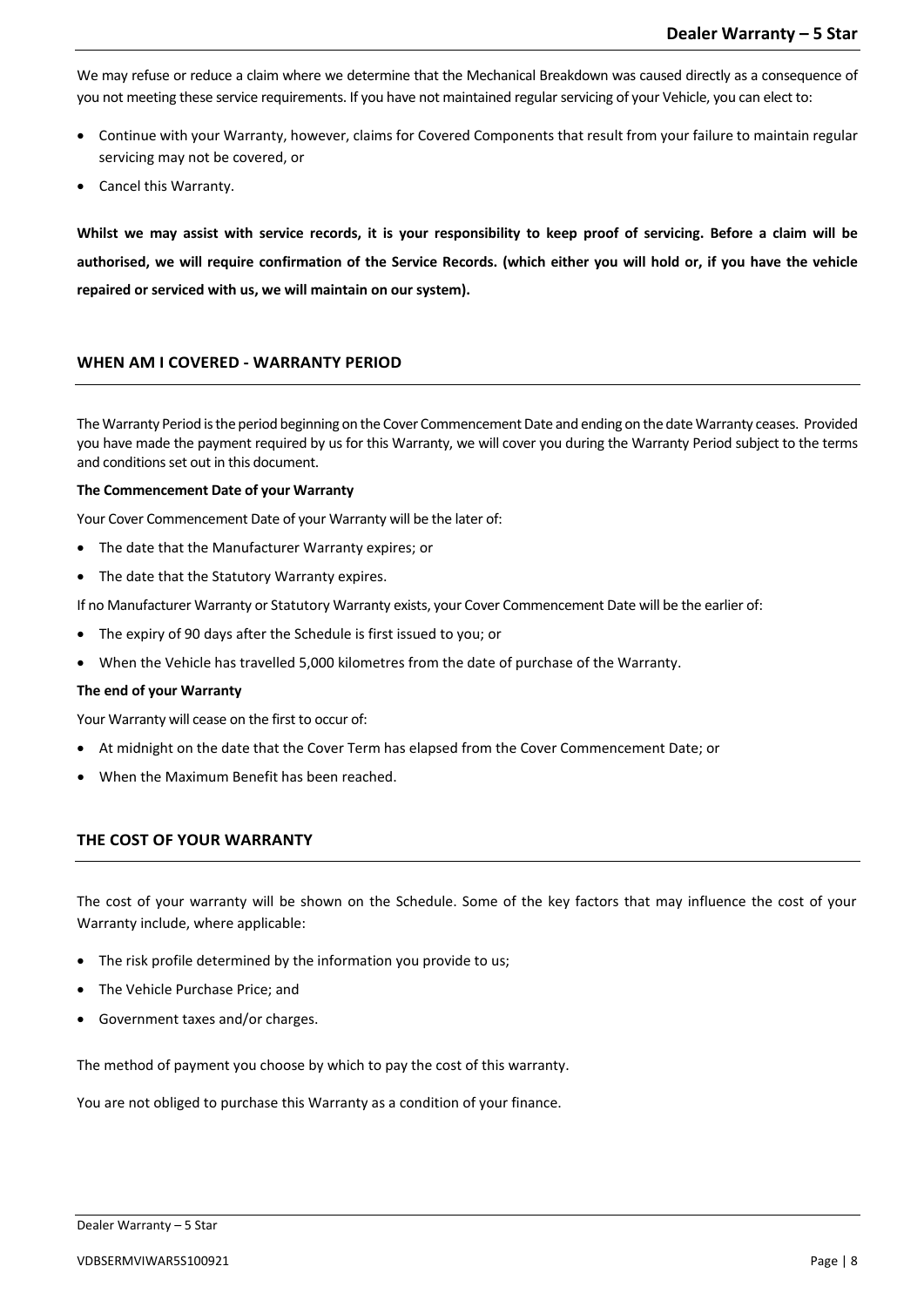We may refuse or reduce a claim where we determine that the Mechanical Breakdown was caused directly as a consequence of you not meeting these service requirements. If you have not maintained regular servicing of your Vehicle, you can elect to:

- Continue with your Warranty, however, claims for Covered Components that result from your failure to maintain regular servicing may not be covered, or
- Cancel this Warranty.

**Whilst we may assist with service records, it is your responsibility to keep proof of servicing. Before a claim will be authorised, we will require confirmation of the Service Records. (which either you will hold or, if you have the vehicle repaired or serviced with us, we will maintain on our system).**

## WHEN AM I COVERED - WARRANTY PERIOD

The Warranty Period is the period beginning on the Cover Commencement Date and ending on the date Warranty ceases. Provided you have made the payment required by us for this Warranty, we will cover you during the Warranty Period subject to the terms and conditions set out in this document.

**The Commencement Date of your Warranty**

Your Cover Commencement Date of your Warranty will be the later of:

- The date that the Manufacturer Warranty expires; or
- The date that the Statutory Warranty expires.

If no Manufacturer Warranty or Statutory Warranty exists, your Cover Commencement Date will be the earlier of:

- The expiry of 90 days after the Schedule is first issued to you; or
- When the Vehicle has travelled 5,000 kilometres from the date of purchase of the Warranty.

**The end of your Warranty**

Your Warranty will cease on the first to occur of:

- At midnight on the date that the Cover Term has elapsed from the Cover Commencement Date; or
- When the Maximum Benefit has been reached.

## THE COST OF YOUR WARRANTY

The cost of your warranty will be shown on the Schedule. Some of the key factors that may influence the cost of your Warranty include, where applicable:

- The risk profile determined by the information you provide to us;
- The Vehicle Purchase Price; and
- Government taxes and/or charges.

The method of payment you choose by which to pay the cost of this warranty.

You are not obliged to purchase this Warranty as a condition of your finance.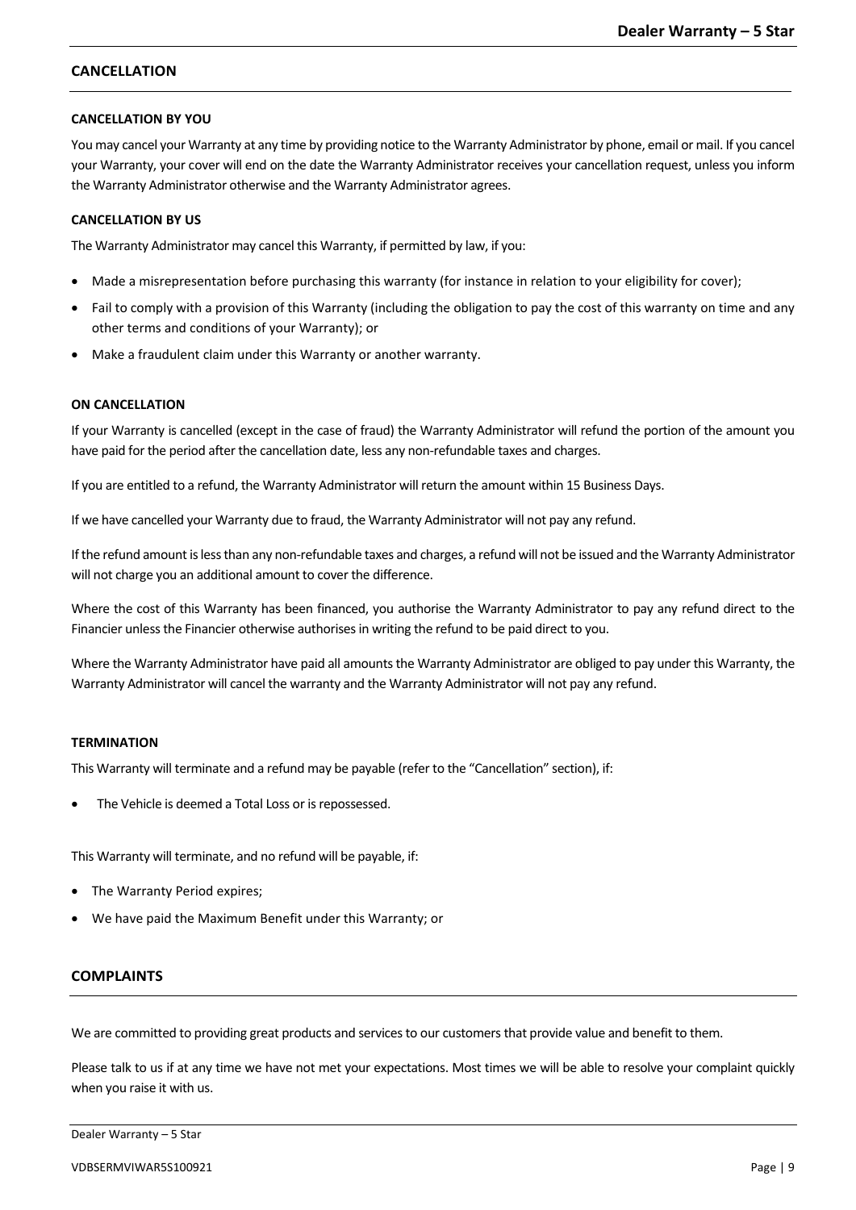## CANCELLATION

### CANCELLATION BY YOU

You may cancel your Warranty at any time by providing notice to the Warranty Administrator by phone, email or mail. If you cancel your Warranty, your cover will end on the date the Warranty Administrator receives your cancellation request, unless you inform the Warranty Administrator otherwise and the Warranty Administrator agrees.

### CANCELLATION BY US

The Warranty Administrator may cancel this Warranty, if permitted by law, if you:

- Made a misrepresentation before purchasing this warranty (for instance in relation to your eligibility for cover);
- Fail to comply with a provision of this Warranty (including the obligation to pay the cost of this warranty on time and any other terms and conditions of your Warranty); or
- Make a fraudulent claim under this Warranty or another warranty.

### ON CANCELLATION

If your Warranty is cancelled (except in the case of fraud) the Warranty Administrator will refund the portion of the amount you have paid for the period after the cancellation date, less any non-refundable taxes and charges.

If you are entitled to a refund, the Warranty Administrator will return the amount within 15 Business Days.

If we have cancelled your Warranty due to fraud, the Warranty Administrator will not pay any refund.

If the refund amount is less than any non-refundable taxes and charges, a refund will not be issued and the Warranty Administrator will not charge you an additional amount to cover the difference.

Where the cost of this Warranty has been financed, you authorise the Warranty Administrator to pay any refund direct to the Financier unless the Financier otherwise authorises in writing the refund to be paid direct to you.

Where the Warranty Administrator have paid all amounts the Warranty Administrator are obliged to pay under this Warranty, the Warranty Administrator will cancel the warranty and the Warranty Administrator will not pay any refund.

### TERMINATION

This Warranty will terminate and a refund may be payable (refer to the "Cancellation" section), if:

- The Vehicle is deemed a Total Loss or is repossessed.

This Warranty will terminate, and no refund will be payable, if:

- The Warranty Period expires;
- We have paid the Maximum Benefit under this Warranty; or

## COMPLAINTS

We are committed to providing great products and services to our customers that provide value and benefit to them.

Please talk to us if at any time we have not met your expectations. Most times we will be able to resolve your complaint quickly when you raise it with us.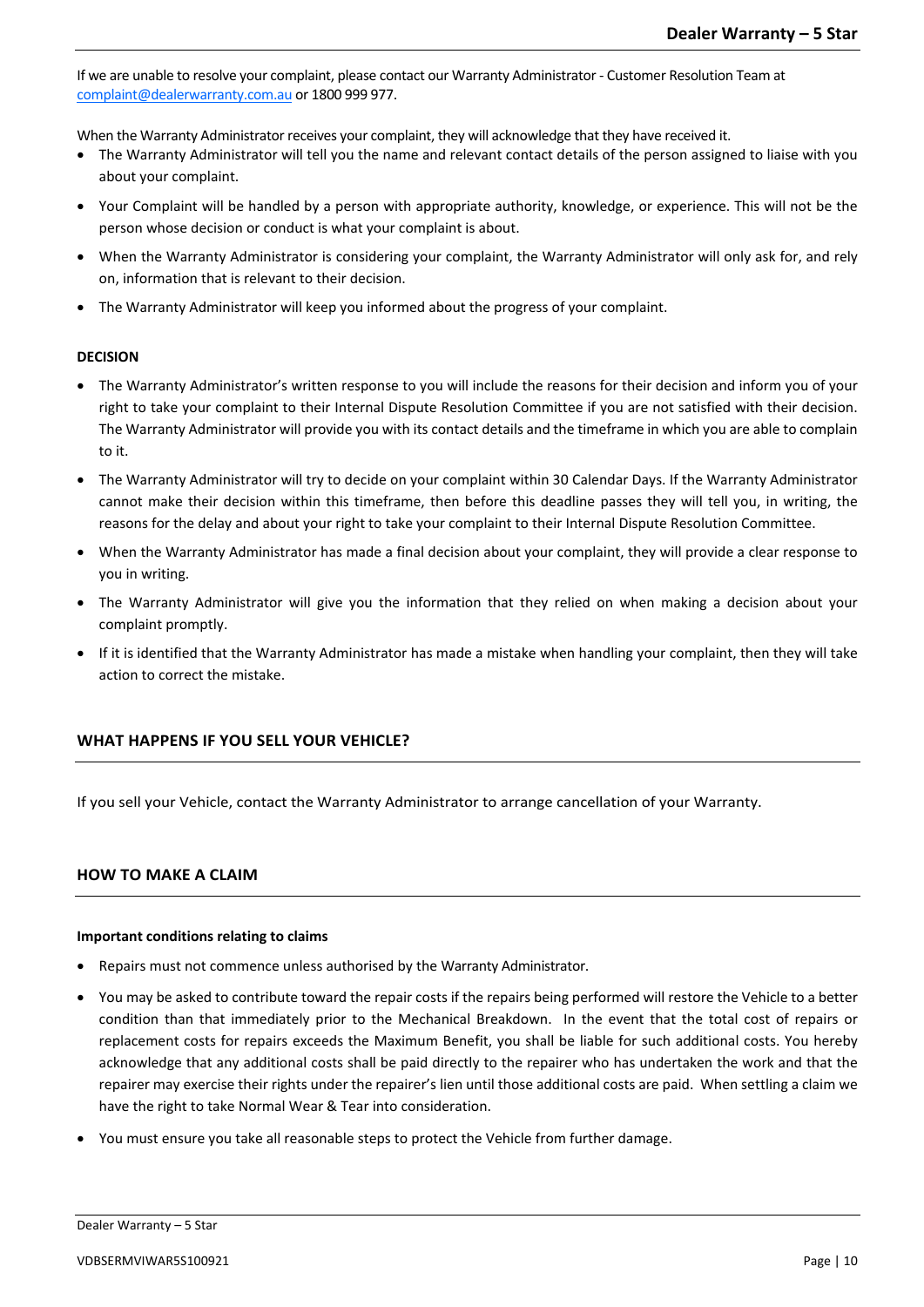If we are unable to resolve your complaint, please contact our Warranty Administrator - Customer Resolution Team at complaint@dealerwarranty.com.au or 1800 999 977.

When the Warranty Administrator receives your complaint, they will acknowledge that they have received it.

- The Warranty Administrator will tell you the name and relevant contact details of the person assigned to liaise with you about your complaint.
- Your Complaint will be handled by a person with appropriate authority, knowledge, or experience. This will not be the person whose decision or conduct is what your complaint is about.
- When the Warranty Administrator is considering your complaint, the Warranty Administrator will only ask for, and rely on, information that is relevant to their decision.
- The Warranty Administrator will keep you informed about the progress of your complaint.

**DECISION**

- The Warranty Administrator's written response to you will include the reasons for their decision and inform you of your right to take your complaint to their Internal Dispute Resolution Committee if you are not satisfied with their decision. The Warranty Administrator will provide you with its contact details and the timeframe in which you are able to complain to it.
- The Warranty Administrator will try to decide on your complaint within 30 Calendar Days. If the Warranty Administrator cannot make their decision within this timeframe, then before this deadline passes they will tell you, in writing, the reasons for the delay and about your right to take your complaint to their Internal Dispute Resolution Committee.
- When the Warranty Administrator has made a final decision about your complaint, they will provide a clear response to you in writing.
- The Warranty Administrator will give you the information that they relied on when making a decision about your complaint promptly.
- If it is identified that the Warranty Administrator has made a mistake when handling your complaint, then they will take action to correct the mistake.

## WHAT HAPPENS IF YOU SELL YOUR VEHICLE?

If you sell your Vehicle, contact the Warranty Administrator to arrange cancellation of your Warranty.

## HOW TO MAKE A CLAIM

**Important conditions relating to claims**

- Repairs must not commence unless authorised by the Warranty Administrator.
- You may be asked to contribute toward the repair costs if the repairs being performed will restore the Vehicle to a better condition than that immediately prior to the Mechanical Breakdown. In the event that the total cost of repairs or replacement costs for repairs exceeds the Maximum Benefit, you shall be liable for such additional costs. You hereby acknowledge that any additional costs shall be paid directly to the repairer who has undertaken the work and that the repairer may exercise their rights under the repairer's lien until those additional costs are paid. When settling a claim we have the right to take Normal Wear & Tear into consideration.
- You must ensure you take all reasonable steps to protect the Vehicle from further damage.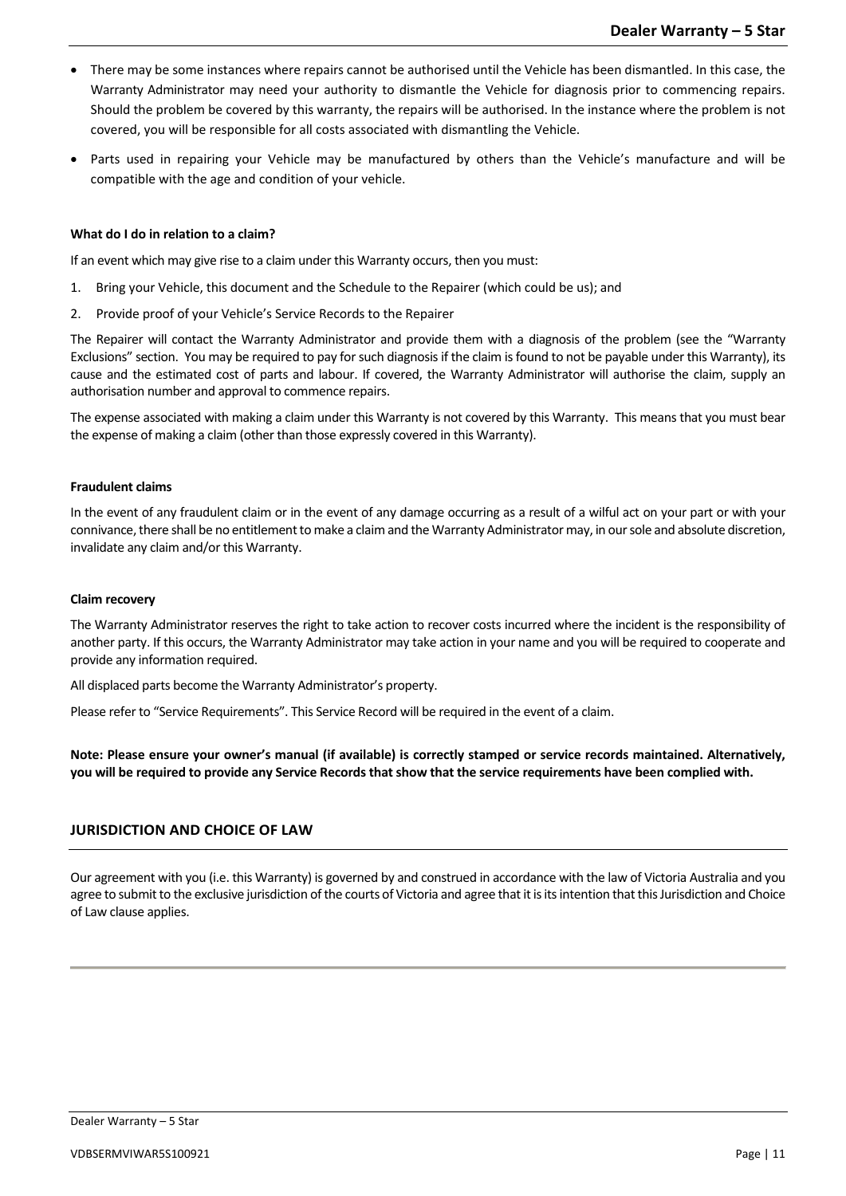- There may be some instances where repairs cannot be authorised until the Vehicle has been dismantled. In this case, the Warranty Administrator may need your authority to dismantle the Vehicle for diagnosis prior to commencing repairs. Should the problem be covered by this warranty, the repairs will be authorised. In the instance where the problem is not covered, you will be responsible for all costs associated with dismantling the Vehicle.
- Parts used in repairing your Vehicle may be manufactured by others than the Vehicle's manufacture and will be compatible with the age and condition of your vehicle.

**What do I do in relation to a claim?**

If an event which may give rise to a claim under this Warranty occurs, then you must:

1. Bring your Vehicle, this document and the Schedule to the Repairer (which could be us); and
2. Provide proof of your Vehicle's Service Records to the Repairer

The Repairer will contact the Warranty Administrator and provide them with a diagnosis of the problem (see the "Warranty Exclusions" section. You may be required to pay for such diagnosis if the claim is found to not be payable under this Warranty), its cause and the estimated cost of parts and labour. If covered, the Warranty Administrator will authorise the claim, supply an authorisation number and approval to commence repairs.

The expense associated with making a claim under this Warranty is not covered by this Warranty. This means that you must bear the expense of making a claim (other than those expressly covered in this Warranty).

**Fraudulent claims**

In the event of any fraudulent claim or in the event of any damage occurring as a result of a wilful act on your part or with your connivance, there shall be no entitlement to make a claim and the Warranty Administrator may, in our sole and absolute discretion, invalidate any claim and/or this Warranty.

**Claim recovery**

The Warranty Administrator reserves the right to take action to recover costs incurred where the incident is the responsibility of another party. If this occurs, the Warranty Administrator may take action in your name and you will be required to cooperate and provide any information required.

All displaced parts become the Warranty Administrator's property.

Please refer to "Service Requirements". This Service Record will be required in the event of a claim.

**Note: Please ensure your owner's manual (if available) is correctly stamped or service records maintained. Alternatively, you will be required to provide any Service Records that show that the service requirements have been complied with.**

## JURISDICTION AND CHOICE OF LAW

Our agreement with you (i.e. this Warranty) is governed by and construed in accordance with the law of Victoria Australia and you agree to submit to the exclusive jurisdiction of the courts of Victoria and agree that it is its intention that this Jurisdiction and Choice of Law clause applies.